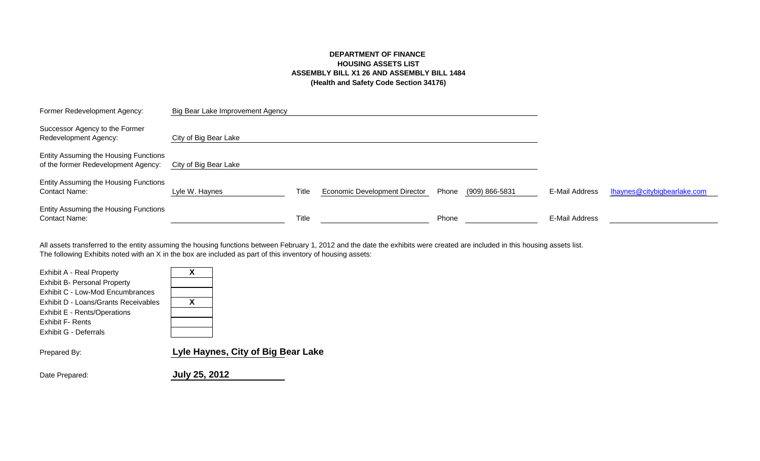**DEPARTMENT OF FINANCE**
**HOUSING ASSETS LIST**
**ASSEMBLY BILL X1 26 AND ASSEMBLY BILL 1484**
**(Health and Safety Code Section 34176)**

| | | | | | | | |
|---|---|---|---|---|---|---|---|
| Former Redevelopment Agency: | Big Bear Lake Improvement Agency | | | | | | |
| Successor Agency to the Former Redevelopment Agency: | City of Big Bear Lake | | | | | | |
| Entity Assuming the Housing Functions of the former Redevelopment Agency: | City of Big Bear Lake | | | | | | |
| Entity Assuming the Housing Functions Contact Name: | Lyle W. Haynes | Title | Economic Development Director | Phone | (909) 866-5831 | E-Mail Address | lhaynes@citybigbearlake.com |
| Entity Assuming the Housing Functions Contact Name: | | Title | | Phone | | E-Mail Address | |

All assets transferred to the entity assuming the housing functions between February 1, 2012 and the date the exhibits were created are included in this housing assets list.
The following Exhibits noted with an X in the box are included as part of this inventory of housing assets:

| Exhibit | Included |
|---|---|
| Exhibit A - Real Property | X |
| Exhibit B- Personal Property | |
| Exhibit C - Low-Mod Encumbrances | |
| Exhibit D - Loans/Grants Receivables | X |
| Exhibit E - Rents/Operations | |
| Exhibit F- Rents | |
| Exhibit G - Deferrals | |

Prepared By: **Lyle Haynes, City of Big Bear Lake**

Date Prepared: **July 25, 2012**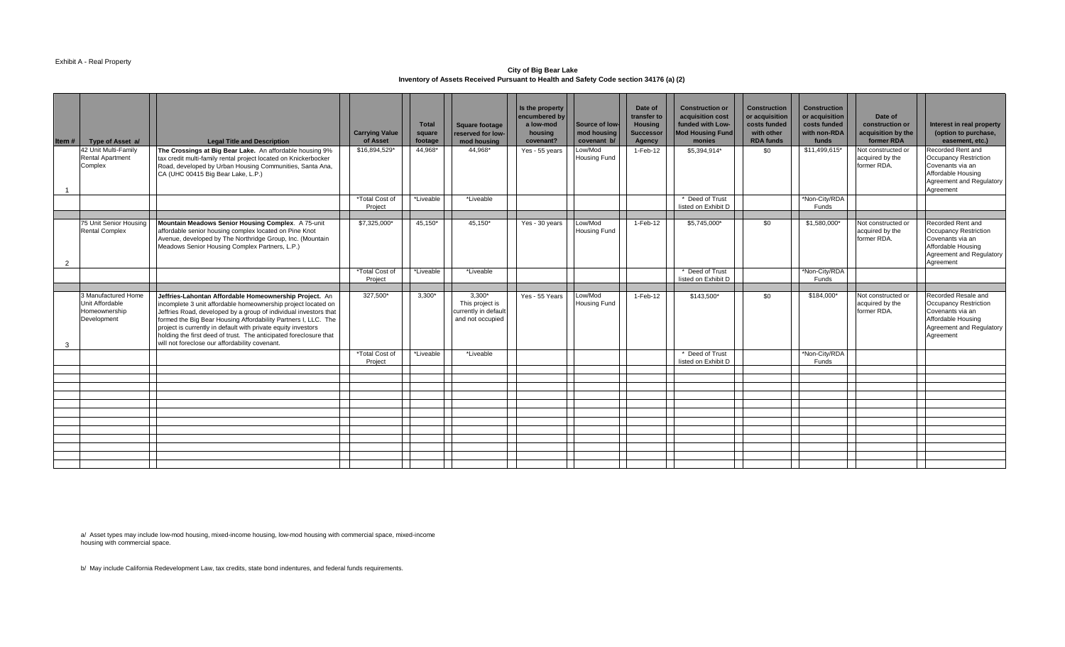Exhibit A - Real Property

**City of Big Bear Lake**
**Inventory of Assets Received Pursuant to Health and Safety Code section 34176 (a) (2)**

| Item # | Type of Asset a/ | Legal Title and Description | Carrying Value of Asset | Total square footage | Square footage reserved for low-mod housing | Is the property encumbered by a low-mod housing covenant? | Source of low-mod housing covenant b/ | Date of transfer to Housing Successor Agency | Construction or acquisition cost funded with Low-Mod Housing Fund monies | Construction or acquisition costs funded with other RDA funds | Construction or acquisition costs funded with non-RDA funds | Date of construction or acquisition by the former RDA | Interest in real property (option to purchase, easement, etc.) |
|---|---|---|---|---|---|---|---|---|---|---|---|---|---|
| 1 | 42 Unit Multi-Family Rental Apartment Complex | **The Crossings at Big Bear Lake.** An affordable housing 9% tax credit multi-family rental project located on Knickerbocker Road, developed by Urban Housing Communities, Santa Ana, CA (UHC 00415 Big Bear Lake, L.P.) | $16,894,529* | 44,968* | 44,968* | Yes - 55 years | Low/Mod Housing Fund | 1-Feb-12 | $5,394,914* | $0 | $11,499,615* | Not constructed or acquired by the former RDA. | Recorded Rent and Occupancy Restriction Covenants via an Affordable Housing Agreement and Regulatory Agreement |
| | | | *Total Cost of Project | *Liveable | *Liveable | | | | * Deed of Trust listed on Exhibit D | | *Non-City/RDA Funds | | |
| 2 | 75 Unit Senior Housing Rental Complex | **Mountain Meadows Senior Housing Complex.** A 75-unit affordable senior housing complex located on Pine Knot Avenue, developed by The Northridge Group, Inc. (Mountain Meadows Senior Housing Complex Partners, L.P.) | $7,325,000* | 45,150* | 45,150* | Yes - 30 years | Low/Mod Housing Fund | 1-Feb-12 | $5,745,000* | $0 | $1,580,000* | Not constructed or acquired by the former RDA. | Recorded Rent and Occupancy Restriction Covenants via an Affordable Housing Agreement and Regulatory Agreement |
| | | | *Total Cost of Project | *Liveable | *Liveable | | | | * Deed of Trust listed on Exhibit D | | *Non-City/RDA Funds | | |
| 3 | 3 Manufactured Home Unit Affordable Homeownership Development | **Jeffries-Lahontan Affordable Homeownership Project.** An incomplete 3 unit affordable homeownership project located on Jeffries Road, developed by a group of individual investors that formed the Big Bear Housing Affordability Partners I, LLC. The project is currently in default with private equity investors holding the first deed of trust. The anticipated foreclosure that will not foreclose our affordability covenant. | 327,500* | 3,300* | 3,300* This project is currently in default and not occupied | Yes - 55 Years | Low/Mod Housing Fund | 1-Feb-12 | $143,500* | $0 | $184,000* | Not constructed or acquired by the former RDA. | Recorded Resale and Occupancy Restriction Covenants via an Affordable Housing Agreement and Regulatory Agreement |
| | | | *Total Cost of Project | *Liveable | *Liveable | | | | * Deed of Trust listed on Exhibit D | | *Non-City/RDA Funds | | |

a/ Asset types may include low-mod housing, mixed-income housing, low-mod housing with commercial space, mixed-income housing with commercial space.

b/ May include California Redevelopment Law, tax credits, state bond indentures, and federal funds requirements.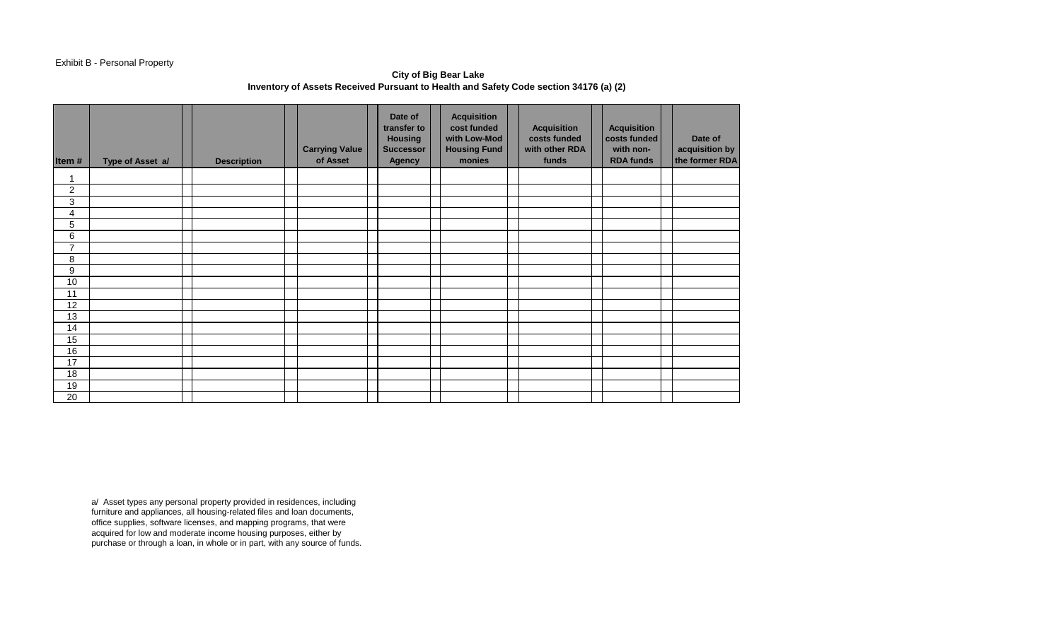Exhibit B - Personal Property

**City of Big Bear Lake**
**Inventory of Assets Received Pursuant to Health and Safety Code section 34176 (a) (2)**

| Item # | Type of Asset a/ | Description | Carrying Value of Asset | Date of transfer to Housing Successor Agency | Acquisition cost funded with Low-Mod Housing Fund monies | Acquisition costs funded with other RDA funds | Acquisition costs funded with non-RDA funds | Date of acquisition by the former RDA |
|---|---|---|---|---|---|---|---|---|
| 1 | | | | | | | | |
| 2 | | | | | | | | |
| 3 | | | | | | | | |
| 4 | | | | | | | | |
| 5 | | | | | | | | |
| 6 | | | | | | | | |
| 7 | | | | | | | | |
| 8 | | | | | | | | |
| 9 | | | | | | | | |
| 10 | | | | | | | | |
| 11 | | | | | | | | |
| 12 | | | | | | | | |
| 13 | | | | | | | | |
| 14 | | | | | | | | |
| 15 | | | | | | | | |
| 16 | | | | | | | | |
| 17 | | | | | | | | |
| 18 | | | | | | | | |
| 19 | | | | | | | | |
| 20 | | | | | | | | |

a/ Asset types any personal property provided in residences, including furniture and appliances, all housing-related files and loan documents, office supplies, software licenses, and mapping programs, that were acquired for low and moderate income housing purposes, either by purchase or through a loan, in whole or in part, with any source of funds.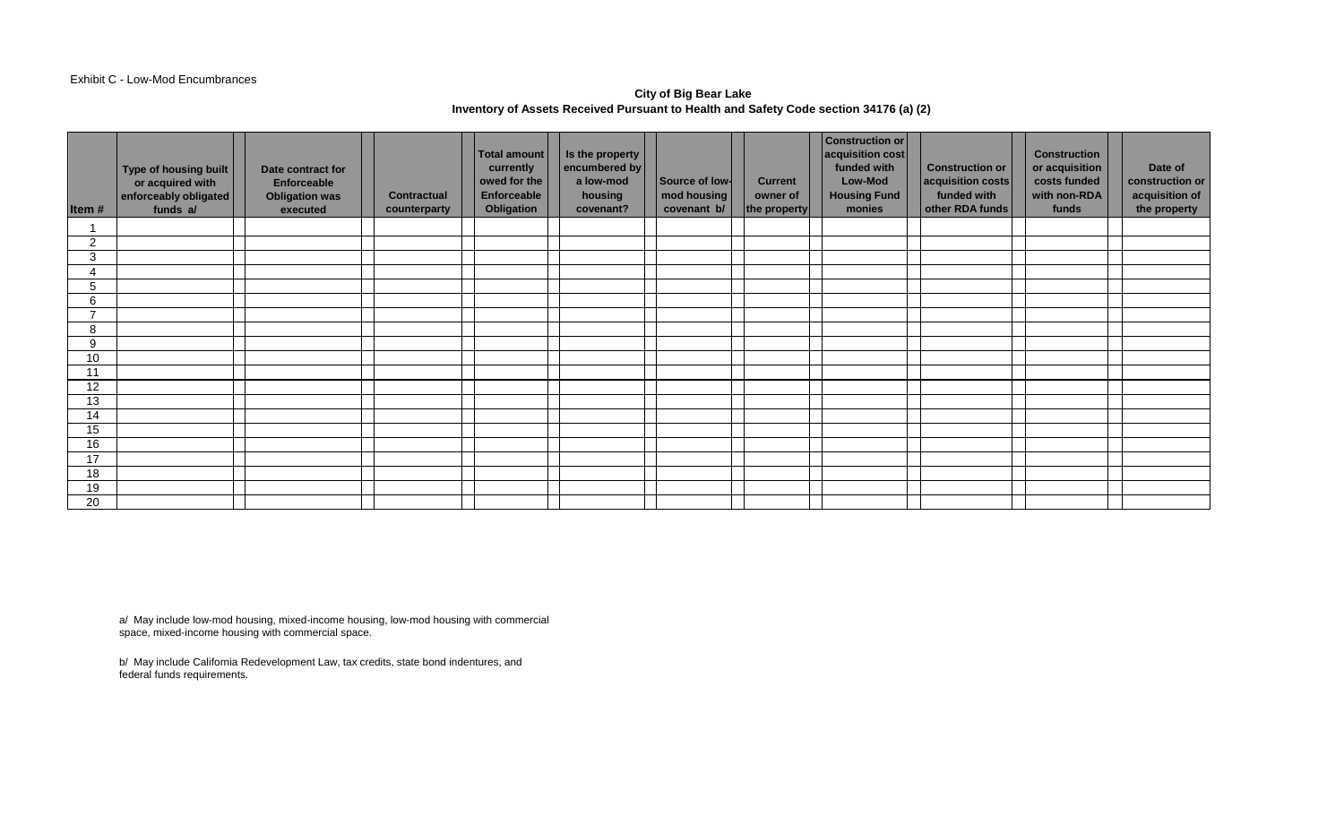Exhibit C - Low-Mod Encumbrances

**City of Big Bear Lake**
**Inventory of Assets Received Pursuant to Health and Safety Code section 34176 (a) (2)**

| Item # | Type of housing built or acquired with enforceably obligated funds a/ | Date contract for Enforceable Obligation was executed | Contractual counterparty | Total amount currently owed for the Enforceable Obligation | Is the property encumbered by a low-mod housing covenant? | Source of low-mod housing covenant b/ | Current owner of the property | Construction or acquisition cost funded with Low-Mod Housing Fund monies | Construction or acquisition costs funded with other RDA funds | Construction or acquisition costs funded with non-RDA funds | Date of construction or acquisition of the property |
|---|---|---|---|---|---|---|---|---|---|---|---|
| 1 | | | | | | | | | | | |
| 2 | | | | | | | | | | | |
| 3 | | | | | | | | | | | |
| 4 | | | | | | | | | | | |
| 5 | | | | | | | | | | | |
| 6 | | | | | | | | | | | |
| 7 | | | | | | | | | | | |
| 8 | | | | | | | | | | | |
| 9 | | | | | | | | | | | |
| 10 | | | | | | | | | | | |
| 11 | | | | | | | | | | | |
| 12 | | | | | | | | | | | |
| 13 | | | | | | | | | | | |
| 14 | | | | | | | | | | | |
| 15 | | | | | | | | | | | |
| 16 | | | | | | | | | | | |
| 17 | | | | | | | | | | | |
| 18 | | | | | | | | | | | |
| 19 | | | | | | | | | | | |
| 20 | | | | | | | | | | | |

a/ May include low-mod housing, mixed-income housing, low-mod housing with commercial space, mixed-income housing with commercial space.

b/ May include California Redevelopment Law, tax credits, state bond indentures, and federal funds requirements.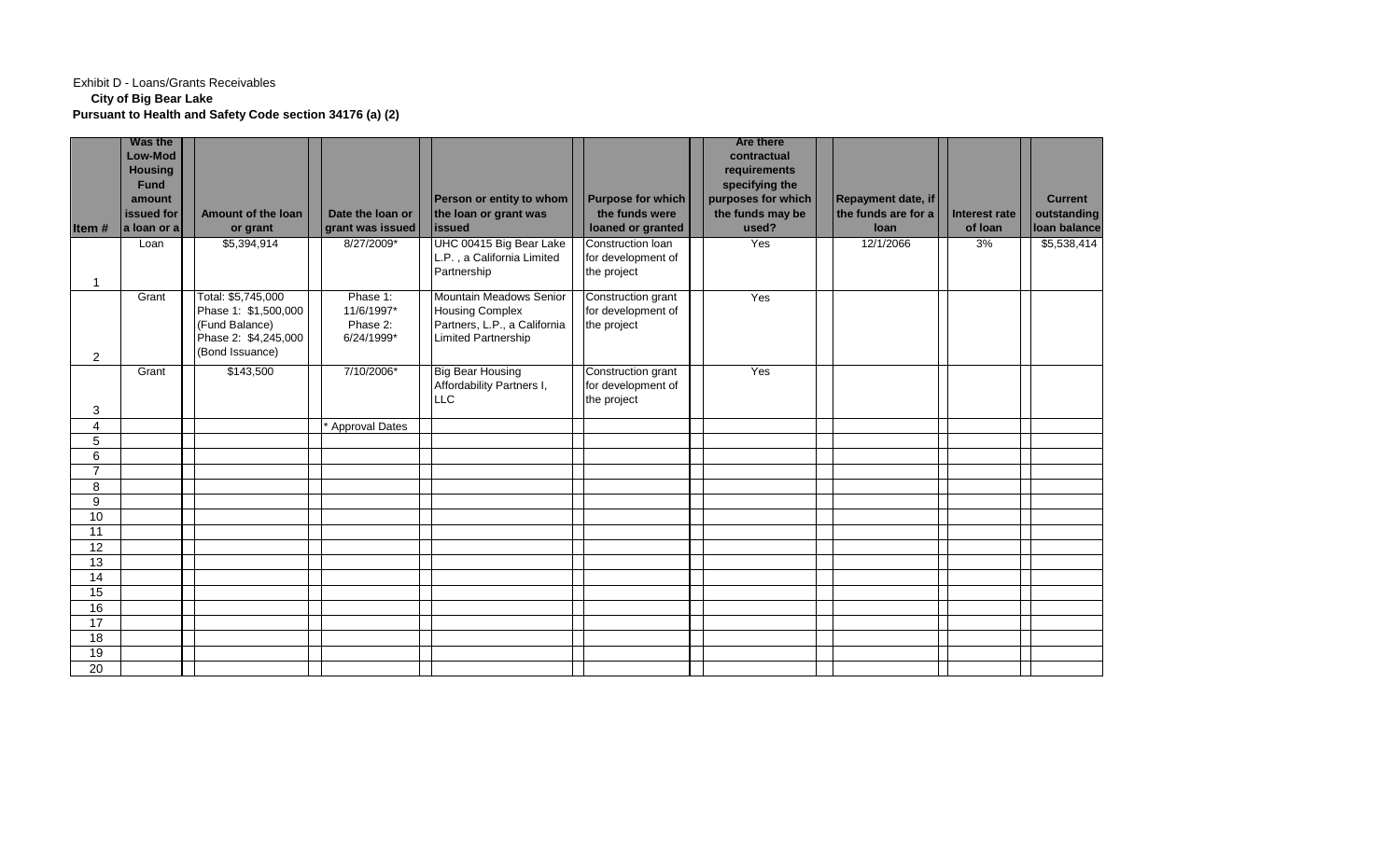Exhibit D - Loans/Grants Receivables

**City of Big Bear Lake**

**Pursuant to Health and Safety Code section 34176 (a) (2)**

| Item # | Was the Low-Mod Housing Fund amount issued for a loan or a | Amount of the loan or grant | Date the loan or grant was issued | Person or entity to whom the loan or grant was issued | Purpose for which the funds were loaned or granted | Are there contractual requirements specifying the purposes for which the funds may be used? | Repayment date, if the funds are for a loan | Interest rate of loan | Current outstanding loan balance |
|---|---|---|---|---|---|---|---|---|---|
| 1 | Loan | $5,394,914 | 8/27/2009* | UHC 00415 Big Bear Lake L.P. , a California Limited Partnership | Construction loan for development of the project | Yes | 12/1/2066 | 3% | $5,538,414 |
| 2 | Grant | Total: $5,745,000<br>Phase 1: $1,500,000 (Fund Balance)<br>Phase 2: $4,245,000 (Bond Issuance) | Phase 1: 11/6/1997*<br>Phase 2: 6/24/1999* | Mountain Meadows Senior Housing Complex Partners, L.P., a California Limited Partnership | Construction grant for development of the project | Yes | | | |
| 3 | Grant | $143,500 | 7/10/2006* | Big Bear Housing Affordability Partners I, LLC | Construction grant for development of the project | Yes | | | |
| 4 | | | * Approval Dates | | | | | | |
| 5 | | | | | | | | | |
| 6 | | | | | | | | | |
| 7 | | | | | | | | | |
| 8 | | | | | | | | | |
| 9 | | | | | | | | | |
| 10 | | | | | | | | | |
| 11 | | | | | | | | | |
| 12 | | | | | | | | | |
| 13 | | | | | | | | | |
| 14 | | | | | | | | | |
| 15 | | | | | | | | | |
| 16 | | | | | | | | | |
| 17 | | | | | | | | | |
| 18 | | | | | | | | | |
| 19 | | | | | | | | | |
| 20 | | | | | | | | | |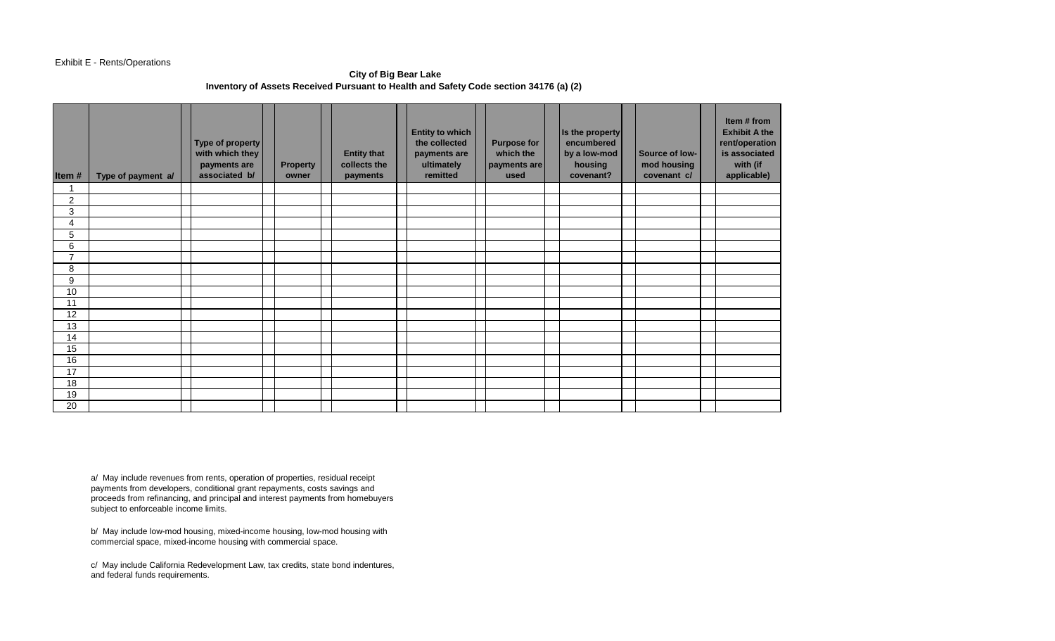Exhibit E - Rents/Operations

**City of Big Bear Lake**
**Inventory of Assets Received Pursuant to Health and Safety Code section 34176 (a) (2)**

| Item # | Type of payment a/ | Type of property with which they payments are associated b/ | Property owner | Entity that collects the payments | Entity to which the collected payments are ultimately remitted | Purpose for which the payments are used | Is the property encumbered by a low-mod housing covenant? | Source of low-mod housing covenant c/ | Item # from Exhibit A the rent/operation is associated with (if applicable) |
|---|---|---|---|---|---|---|---|---|---|
| 1 | | | | | | | | | |
| 2 | | | | | | | | | |
| 3 | | | | | | | | | |
| 4 | | | | | | | | | |
| 5 | | | | | | | | | |
| 6 | | | | | | | | | |
| 7 | | | | | | | | | |
| 8 | | | | | | | | | |
| 9 | | | | | | | | | |
| 10 | | | | | | | | | |
| 11 | | | | | | | | | |
| 12 | | | | | | | | | |
| 13 | | | | | | | | | |
| 14 | | | | | | | | | |
| 15 | | | | | | | | | |
| 16 | | | | | | | | | |
| 17 | | | | | | | | | |
| 18 | | | | | | | | | |
| 19 | | | | | | | | | |
| 20 | | | | | | | | | |

a/ May include revenues from rents, operation of properties, residual receipt payments from developers, conditional grant repayments, costs savings and proceeds from refinancing, and principal and interest payments from homebuyers subject to enforceable income limits.

b/ May include low-mod housing, mixed-income housing, low-mod housing with commercial space, mixed-income housing with commercial space.

c/ May include California Redevelopment Law, tax credits, state bond indentures, and federal funds requirements.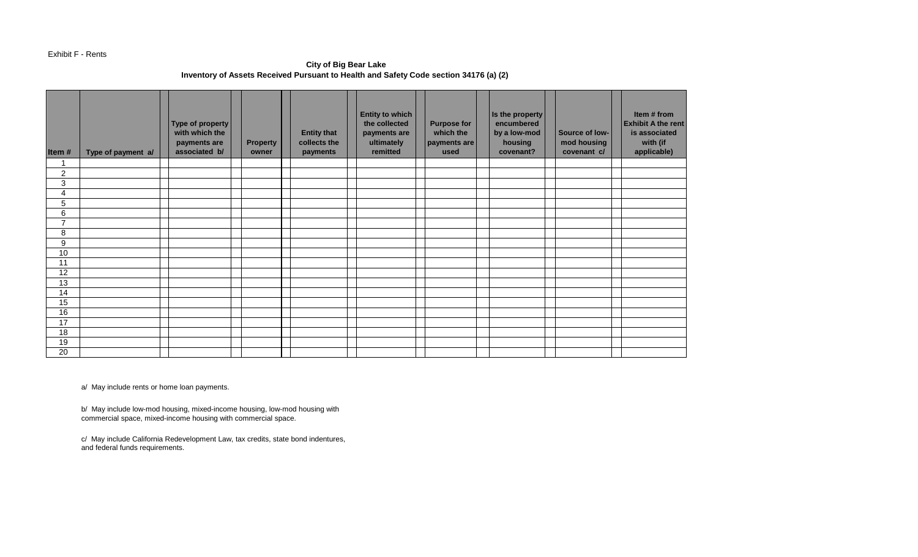Exhibit F - Rents

**City of Big Bear Lake**
**Inventory of Assets Received Pursuant to Health and Safety Code section 34176 (a) (2)**

| Item # | Type of payment a/ | Type of property with which the payments are associated b/ | Property owner | Entity that collects the payments | Entity to which the collected payments are ultimately remitted | Purpose for which the payments are used | Is the property encumbered by a low-mod housing covenant? | Source of low-mod housing covenant c/ | Item # from Exhibit A the rent is associated with (if applicable) |
|---|---|---|---|---|---|---|---|---|---|
| 1 | | | | | | | | | |
| 2 | | | | | | | | | |
| 3 | | | | | | | | | |
| 4 | | | | | | | | | |
| 5 | | | | | | | | | |
| 6 | | | | | | | | | |
| 7 | | | | | | | | | |
| 8 | | | | | | | | | |
| 9 | | | | | | | | | |
| 10 | | | | | | | | | |
| 11 | | | | | | | | | |
| 12 | | | | | | | | | |
| 13 | | | | | | | | | |
| 14 | | | | | | | | | |
| 15 | | | | | | | | | |
| 16 | | | | | | | | | |
| 17 | | | | | | | | | |
| 18 | | | | | | | | | |
| 19 | | | | | | | | | |
| 20 | | | | | | | | | |

a/ May include rents or home loan payments.

b/ May include low-mod housing, mixed-income housing, low-mod housing with commercial space, mixed-income housing with commercial space.

c/ May include California Redevelopment Law, tax credits, state bond indentures, and federal funds requirements.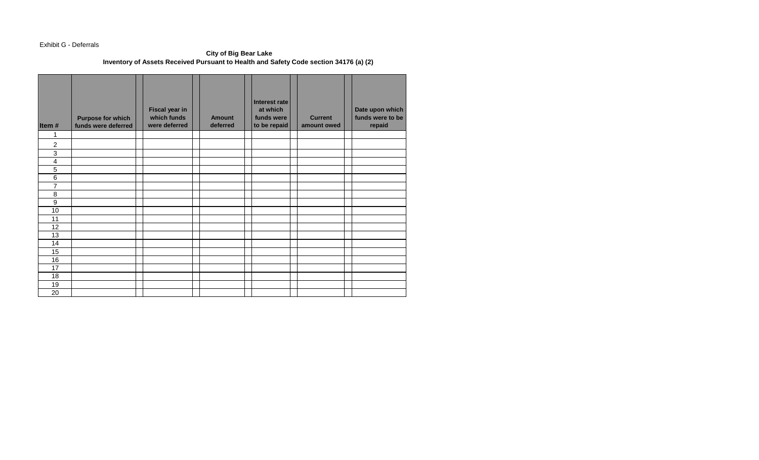Exhibit G - Deferrals

**City of Big Bear Lake**
**Inventory of Assets Received Pursuant to Health and Safety Code section 34176 (a) (2)**

| Item # | Purpose for which funds were deferred | Fiscal year in which funds were deferred | Amount deferred | Interest rate at which funds were to be repaid | Current amount owed | Date upon which funds were to be repaid |
|---|---|---|---|---|---|---|
| 1 | | | | | | |
| 2 | | | | | | |
| 3 | | | | | | |
| 4 | | | | | | |
| 5 | | | | | | |
| 6 | | | | | | |
| 7 | | | | | | |
| 8 | | | | | | |
| 9 | | | | | | |
| 10 | | | | | | |
| 11 | | | | | | |
| 12 | | | | | | |
| 13 | | | | | | |
| 14 | | | | | | |
| 15 | | | | | | |
| 16 | | | | | | |
| 17 | | | | | | |
| 18 | | | | | | |
| 19 | | | | | | |
| 20 | | | | | | |